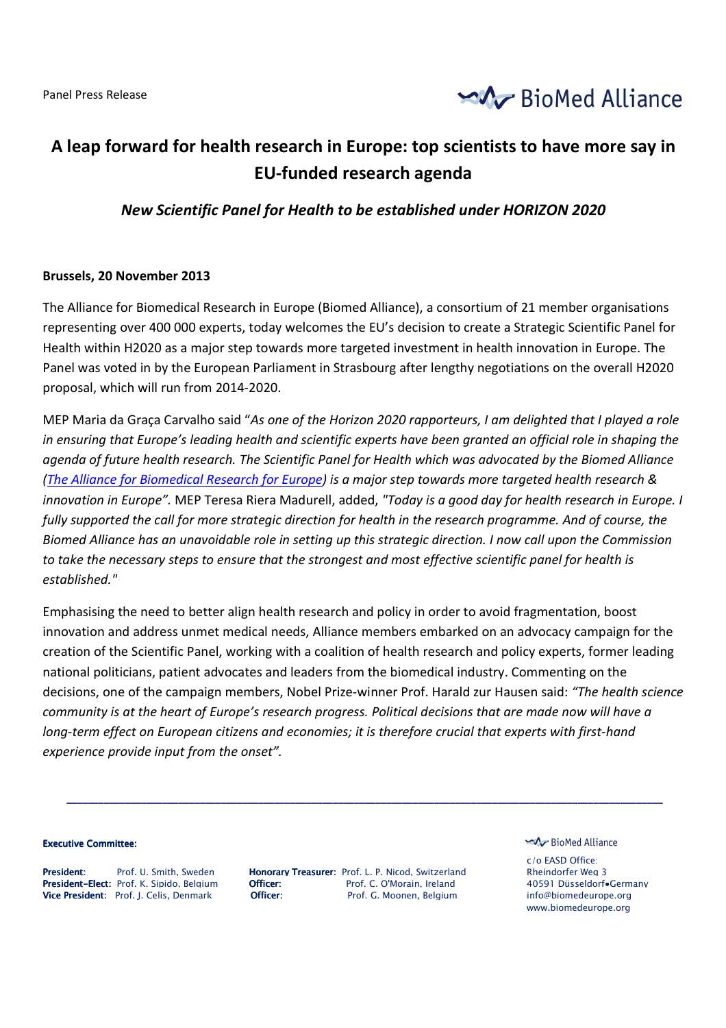Panel Press Release

BioMed Alliance

# A leap forward for health research in Europe: top scientists to have more say in EU-funded research agenda

### *New Scientific Panel for Health to be established under HORIZON 2020*

**Brussels, 20 November 2013**

The Alliance for Biomedical Research in Europe (Biomed Alliance), a consortium of 21 member organisations representing over 400 000 experts, today welcomes the EU's decision to create a Strategic Scientific Panel for Health within H2020 as a major step towards more targeted investment in health innovation in Europe. The Panel was voted in by the European Parliament in Strasbourg after lengthy negotiations on the overall H2020 proposal, which will run from 2014-2020.

MEP Maria da Graça Carvalho said "*As one of the Horizon 2020 rapporteurs, I am delighted that I played a role in ensuring that Europe's leading health and scientific experts have been granted an official role in shaping the agenda of future health research. The Scientific Panel for Health which was advocated by the Biomed Alliance (The Alliance for Biomedical Research for Europe) is a major step towards more targeted health research & innovation in Europe".* MEP Teresa Riera Madurell, added, *"Today is a good day for health research in Europe. I fully supported the call for more strategic direction for health in the research programme. And of course, the Biomed Alliance has an unavoidable role in setting up this strategic direction. I now call upon the Commission to take the necessary steps to ensure that the strongest and most effective scientific panel for health is established."*

Emphasising the need to better align health research and policy in order to avoid fragmentation, boost innovation and address unmet medical needs, Alliance members embarked on an advocacy campaign for the creation of the Scientific Panel, working with a coalition of health research and policy experts, former leading national politicians, patient advocates and leaders from the biomedical industry. Commenting on the decisions, one of the campaign members, Nobel Prize-winner Prof. Harald zur Hausen said: *"The health science community is at the heart of Europe's research progress. Political decisions that are made now will have a long-term effect on European citizens and economies; it is therefore crucial that experts with first-hand experience provide input from the onset".*

---

**Executive Committee:**

**President:** Prof. U. Smith, Sweden
**President-Elect:** Prof. K. Sipido, Belgium
**Vice President:** Prof. J. Celis, Denmark
**Honorary Treasurer:** Prof. L. P. Nicod, Switzerland
**Officer:** Prof. C. O'Morain, Ireland
**Officer:** Prof. G. Moonen, Belgium

BioMed Alliance
c/o EASD Office:
Rheindorfer Weg 3
40591 Düsseldorf•Germany
info@biomedeurope.org
www.biomedeurope.org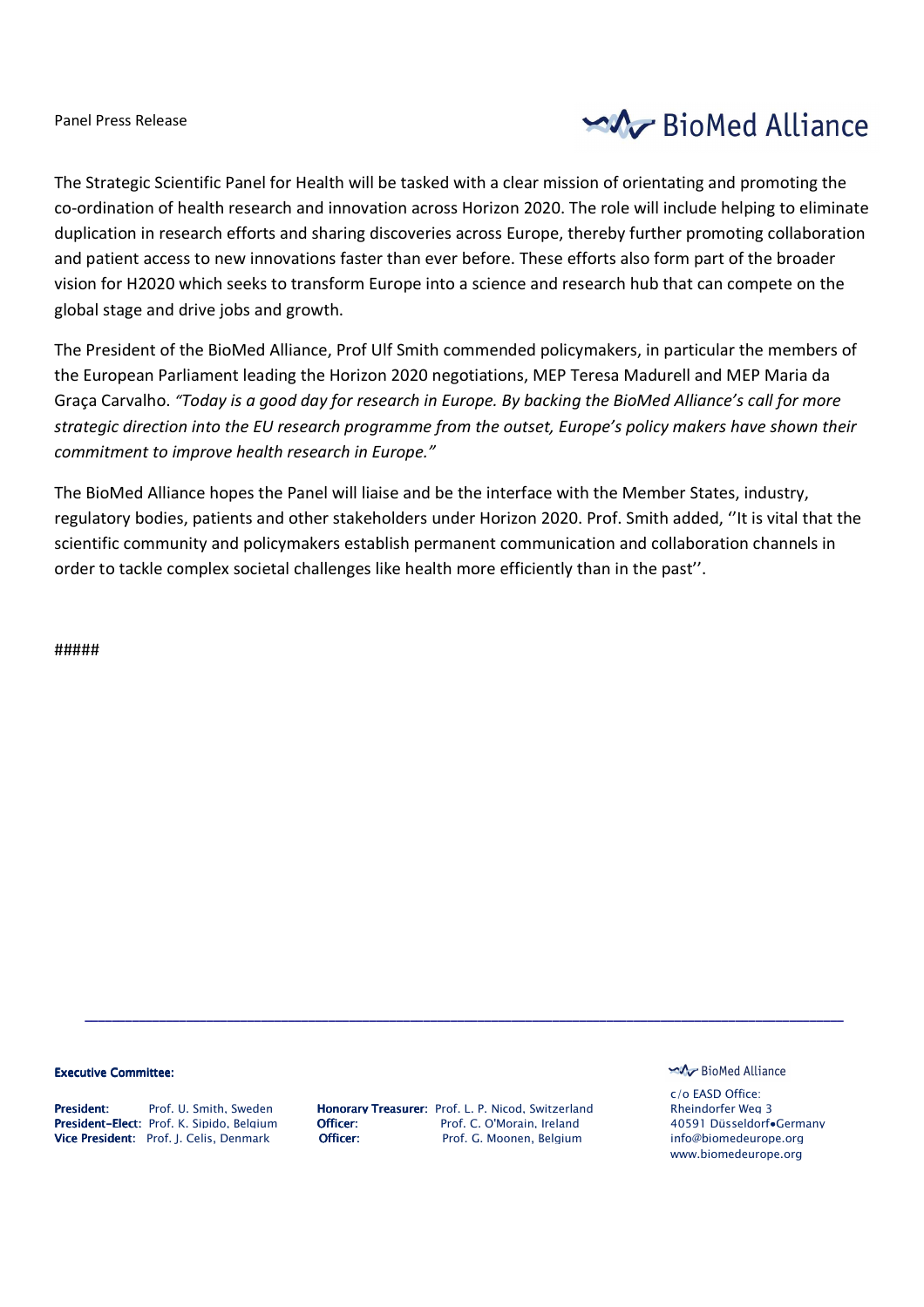The Strategic Scientific Panel for Health will be tasked with a clear mission of orientating and promoting the co-ordination of health research and innovation across Horizon 2020. The role will include helping to eliminate duplication in research efforts and sharing discoveries across Europe, thereby further promoting collaboration and patient access to new innovations faster than ever before. These efforts also form part of the broader vision for H2020 which seeks to transform Europe into a science and research hub that can compete on the global stage and drive jobs and growth.

The President of the BioMed Alliance, Prof Ulf Smith commended policymakers, in particular the members of the European Parliament leading the Horizon 2020 negotiations, MEP Teresa Madurell and MEP Maria da Graça Carvalho. *"Today is a good day for research in Europe. By backing the BioMed Alliance's call for more strategic direction into the EU research programme from the outset, Europe's policy makers have shown their commitment to improve health research in Europe."*

The BioMed Alliance hopes the Panel will liaise and be the interface with the Member States, industry, regulatory bodies, patients and other stakeholders under Horizon 2020. Prof. Smith added, ''It is vital that the scientific community and policymakers establish permanent communication and collaboration channels in order to tackle complex societal challenges like health more efficiently than in the past''.

#####

---

**Executive Committee:**

**President:** Prof. U. Smith, Sweden
**President-Elect:** Prof. K. Sipido, Belgium
**Vice President:** Prof. J. Celis, Denmark

**Honorary Treasurer:** Prof. L. P. Nicod, Switzerland
**Officer:** Prof. C. O'Morain, Ireland
**Officer:** Prof. G. Moonen, Belgium

BioMed Alliance
c/o EASD Office:
Rheindorfer Weg 3
40591 Düsseldorf•Germany
info@biomedeurope.org
www.biomedeurope.org